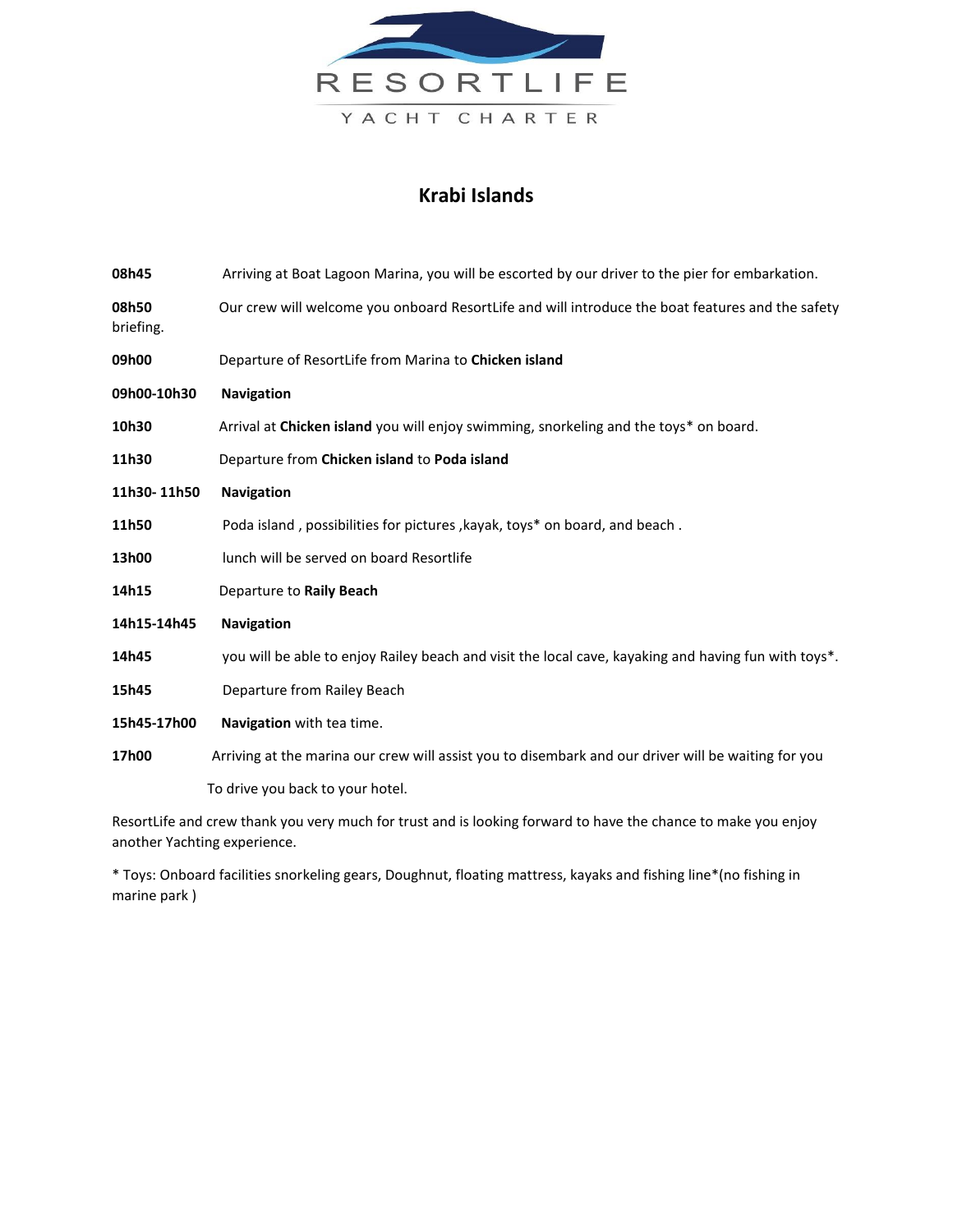RESORTLIFE

YACHT CHARTER

## Krabi Islands

**08h45** Arriving at Boat Lagoon Marina, you will be escorted by our driver to the pier for embarkation.

**08h50** Our crew will welcome you onboard ResortLife and will introduce the boat features and the safety briefing.

**09h00** Departure of ResortLife from Marina to **Chicken island**

**09h00-10h30** **Navigation**

**10h30** Arrival at **Chicken island** you will enjoy swimming, snorkeling and the toys* on board.

**11h30** Departure from **Chicken island** to **Poda island**

**11h30- 11h50** **Navigation**

**11h50** Poda island , possibilities for pictures ,kayak, toys* on board, and beach .

**13h00** lunch will be served on board Resortlife

**14h15** Departure to **Raily Beach**

**14h15-14h45** **Navigation**

**14h45** you will be able to enjoy Railey beach and visit the local cave, kayaking and having fun with toys*.

**15h45** Departure from Railey Beach

**15h45-17h00** **Navigation** with tea time.

**17h00** Arriving at the marina our crew will assist you to disembark and our driver will be waiting for you To drive you back to your hotel.

ResortLife and crew thank you very much for trust and is looking forward to have the chance to make you enjoy another Yachting experience.

* Toys: Onboard facilities snorkeling gears, Doughnut, floating mattress, kayaks and fishing line*(no fishing in marine park )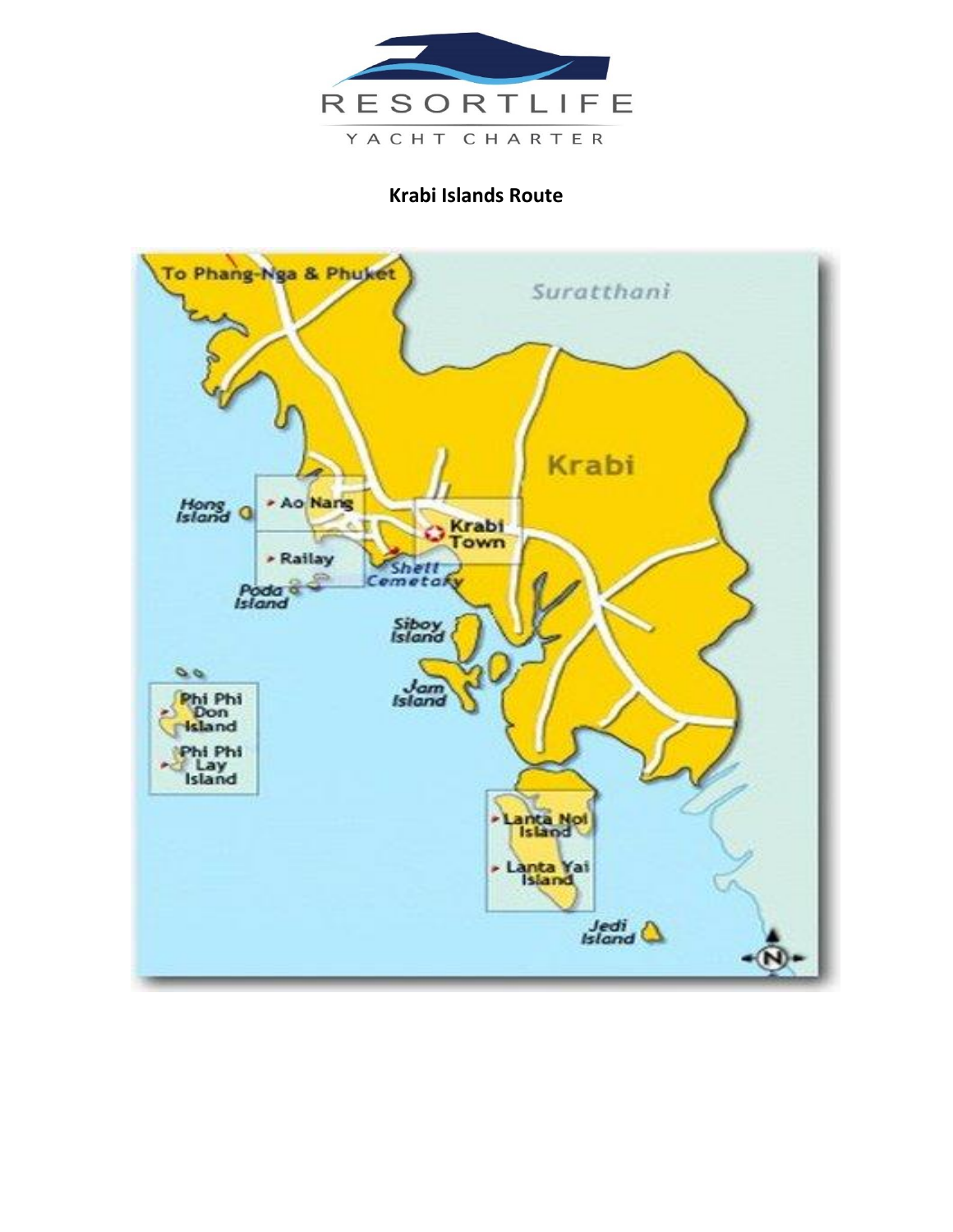RESORTLIFE

YACHT CHARTER

**Krabi Islands Route**

To Phang-Nga & Phuket

Suratthani

Krabi

Hong Island

Ao Nang

Krabi Town

Railay

Shell Cemetary

Poda Island

Siboy Island

Jam Island

Phi Phi Don Island

Phi Phi Lay Island

Lanta Noi Island

Lanta Yai Island

Jedi Island

N